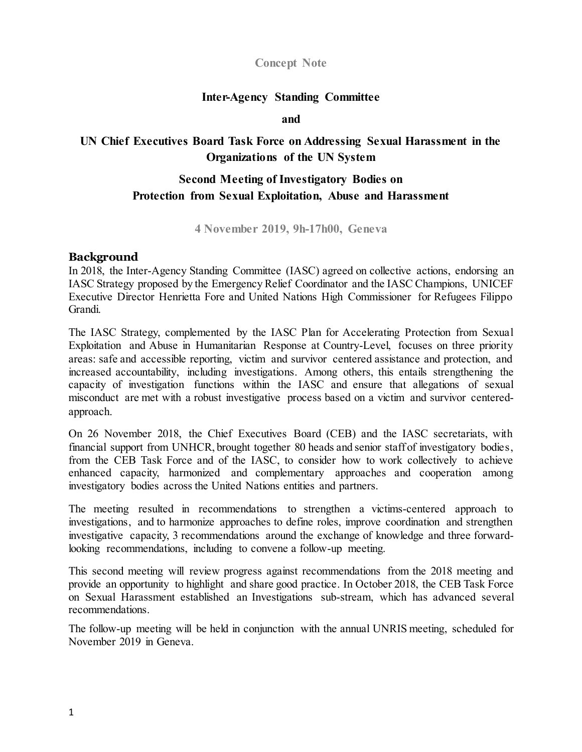**Concept Note**

**Inter-Agency Standing Committee**

**and**

**UN Chief Executives Board Task Force on Addressing Sexual Harassment in the Organizations of the UN System**

**Second Meeting of Investigatory Bodies on Protection from Sexual Exploitation, Abuse and Harassment**

**4 November 2019, 9h-17h00, Geneva**

## Background

In 2018, the Inter-Agency Standing Committee (IASC) agreed on collective actions, endorsing an IASC Strategy proposed by the Emergency Relief Coordinator and the IASC Champions, UNICEF Executive Director Henrietta Fore and United Nations High Commissioner for Refugees Filippo Grandi.

The IASC Strategy, complemented by the IASC Plan for Accelerating Protection from Sexual Exploitation and Abuse in Humanitarian Response at Country-Level, focuses on three priority areas: safe and accessible reporting, victim and survivor centered assistance and protection, and increased accountability, including investigations. Among others, this entails strengthening the capacity of investigation functions within the IASC and ensure that allegations of sexual misconduct are met with a robust investigative process based on a victim and survivor centered-approach.

On 26 November 2018, the Chief Executives Board (CEB) and the IASC secretariats, with financial support from UNHCR, brought together 80 heads and senior staff of investigatory bodies, from the CEB Task Force and of the IASC, to consider how to work collectively to achieve enhanced capacity, harmonized and complementary approaches and cooperation among investigatory bodies across the United Nations entities and partners.

The meeting resulted in recommendations to strengthen a victims-centered approach to investigations, and to harmonize approaches to define roles, improve coordination and strengthen investigative capacity, 3 recommendations around the exchange of knowledge and three forward-looking recommendations, including to convene a follow-up meeting.

This second meeting will review progress against recommendations from the 2018 meeting and provide an opportunity to highlight and share good practice. In October 2018, the CEB Task Force on Sexual Harassment established an Investigations sub-stream, which has advanced several recommendations.

The follow-up meeting will be held in conjunction with the annual UNRIS meeting, scheduled for November 2019 in Geneva.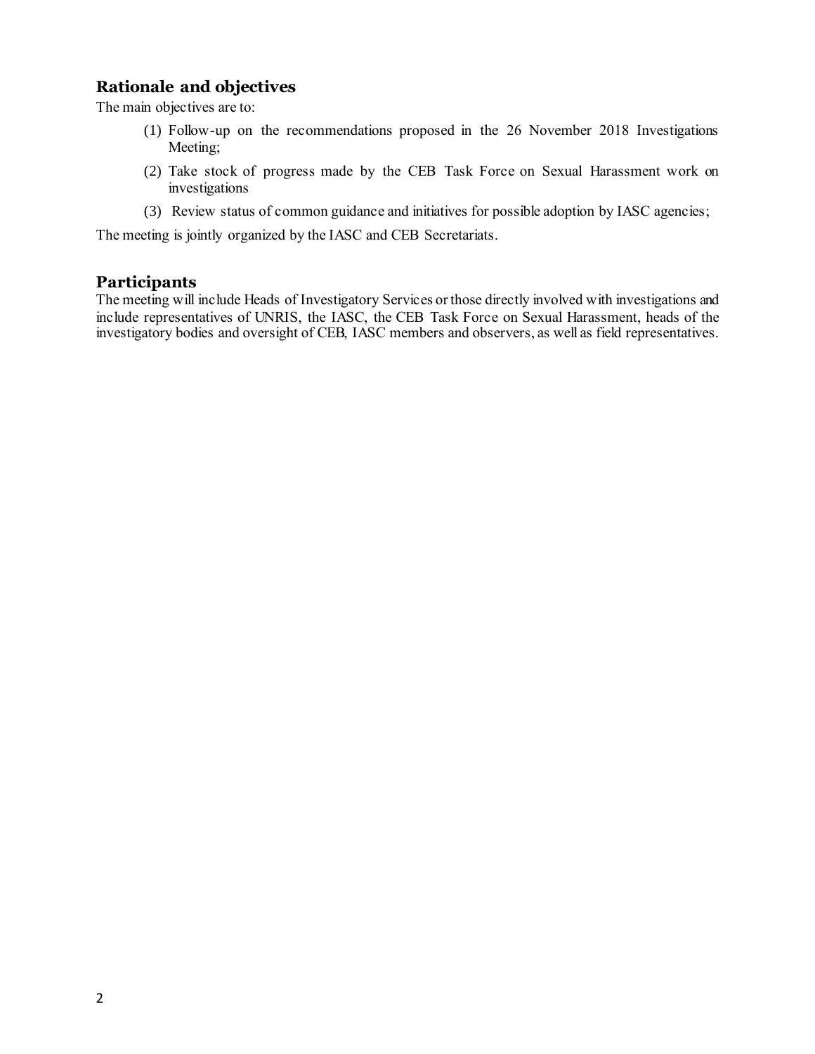## Rationale and objectives

The main objectives are to:

(1) Follow-up on the recommendations proposed in the 26 November 2018 Investigations Meeting;

(2) Take stock of progress made by the CEB Task Force on Sexual Harassment work on investigations

(3) Review status of common guidance and initiatives for possible adoption by IASC agencies;

The meeting is jointly organized by the IASC and CEB Secretariats.

## Participants

The meeting will include Heads of Investigatory Services or those directly involved with investigations and include representatives of UNRIS, the IASC, the CEB Task Force on Sexual Harassment, heads of the investigatory bodies and oversight of CEB, IASC members and observers, as well as field representatives.